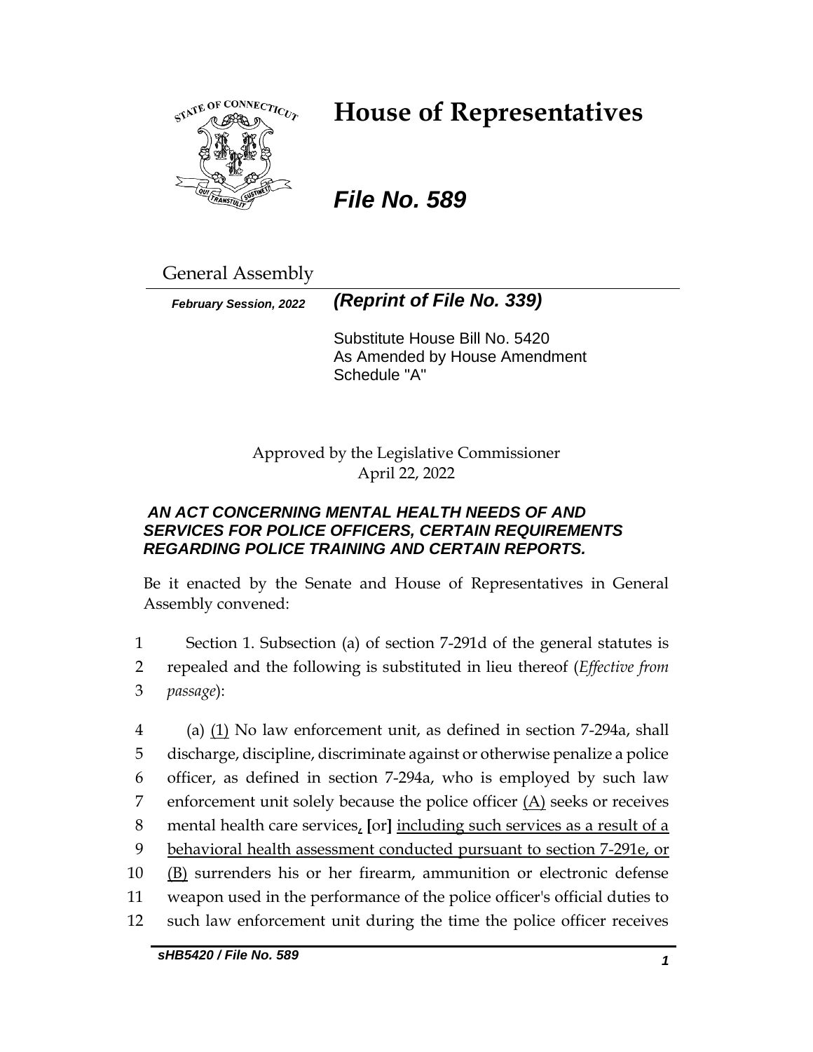# House of Representatives

## *File No. 589*

General Assembly

***February Session, 2022*** ***(Reprint of File No. 339)***

Substitute House Bill No. 5420
As Amended by House Amendment Schedule "A"

Approved by the Legislative Commissioner
April 22, 2022

***AN ACT CONCERNING MENTAL HEALTH NEEDS OF AND SERVICES FOR POLICE OFFICERS, CERTAIN REQUIREMENTS REGARDING POLICE TRAINING AND CERTAIN REPORTS.***

Be it enacted by the Senate and House of Representatives in General Assembly convened:

1 Section 1. Subsection (a) of section 7-291d of the general statutes is
2 repealed and the following is substituted in lieu thereof (*Effective from*
3 *passage*):

4 (a) <u>(1)</u> No law enforcement unit, as defined in section 7-294a, shall
5 discharge, discipline, discriminate against or otherwise penalize a police
6 officer, as defined in section 7-294a, who is employed by such law
7 enforcement unit solely because the police officer <u>(A)</u> seeks or receives
8 mental health care services<u>,</u> **[**or**]** <u>including such services as a result of a</u>
9 <u>behavioral health assessment conducted pursuant to section 7-291e, or</u>
10 <u>(B)</u> surrenders his or her firearm, ammunition or electronic defense
11 weapon used in the performance of the police officer's official duties to
12 such law enforcement unit during the time the police officer receives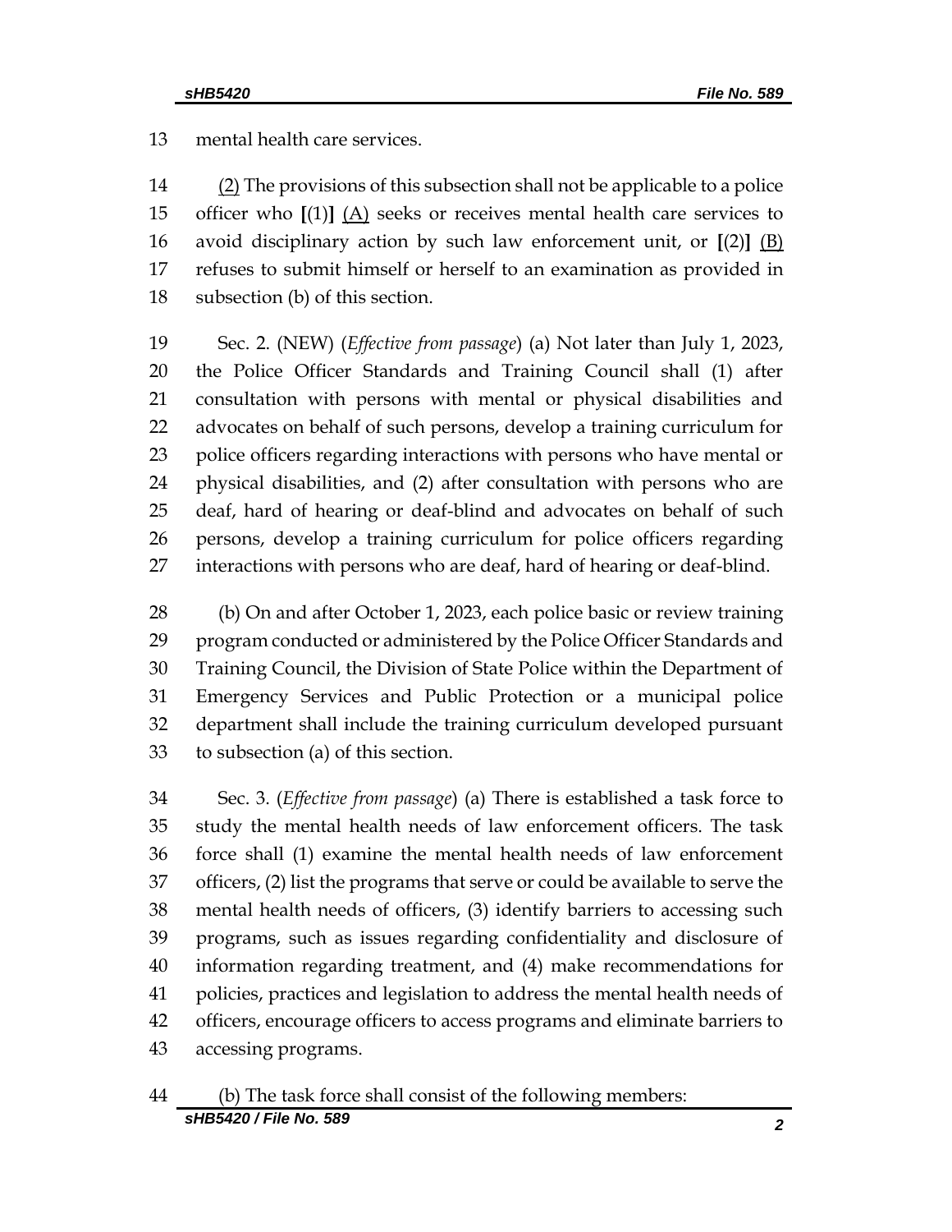13 mental health care services.

14 <u>(2)</u> The provisions of this subsection shall not be applicable to a police 15 officer who **[**(1)**]** <u>(A)</u> seeks or receives mental health care services to 16 avoid disciplinary action by such law enforcement unit, or **[**(2)**]** <u>(B)</u> 17 refuses to submit himself or herself to an examination as provided in 18 subsection (b) of this section.

19 Sec. 2. (NEW) (*Effective from passage*) (a) Not later than July 1, 2023, 20 the Police Officer Standards and Training Council shall (1) after 21 consultation with persons with mental or physical disabilities and 22 advocates on behalf of such persons, develop a training curriculum for 23 police officers regarding interactions with persons who have mental or 24 physical disabilities, and (2) after consultation with persons who are 25 deaf, hard of hearing or deaf-blind and advocates on behalf of such 26 persons, develop a training curriculum for police officers regarding 27 interactions with persons who are deaf, hard of hearing or deaf-blind.

28 (b) On and after October 1, 2023, each police basic or review training 29 program conducted or administered by the Police Officer Standards and 30 Training Council, the Division of State Police within the Department of 31 Emergency Services and Public Protection or a municipal police 32 department shall include the training curriculum developed pursuant 33 to subsection (a) of this section.

34 Sec. 3. (*Effective from passage*) (a) There is established a task force to 35 study the mental health needs of law enforcement officers. The task 36 force shall (1) examine the mental health needs of law enforcement 37 officers, (2) list the programs that serve or could be available to serve the 38 mental health needs of officers, (3) identify barriers to accessing such 39 programs, such as issues regarding confidentiality and disclosure of 40 information regarding treatment, and (4) make recommendations for 41 policies, practices and legislation to address the mental health needs of 42 officers, encourage officers to access programs and eliminate barriers to 43 accessing programs.

44 (b) The task force shall consist of the following members: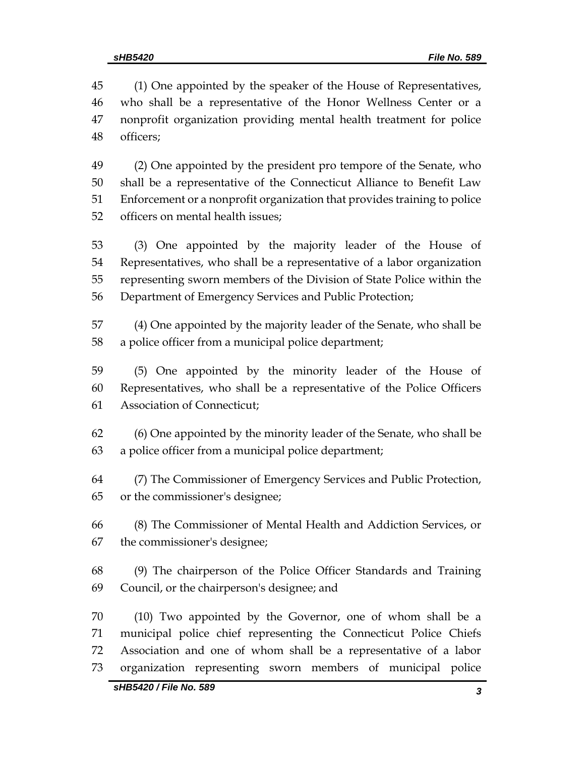(1) One appointed by the speaker of the House of Representatives, who shall be a representative of the Honor Wellness Center or a nonprofit organization providing mental health treatment for police officers;

(2) One appointed by the president pro tempore of the Senate, who shall be a representative of the Connecticut Alliance to Benefit Law Enforcement or a nonprofit organization that provides training to police officers on mental health issues;

(3) One appointed by the majority leader of the House of Representatives, who shall be a representative of a labor organization representing sworn members of the Division of State Police within the Department of Emergency Services and Public Protection;

(4) One appointed by the majority leader of the Senate, who shall be a police officer from a municipal police department;

(5) One appointed by the minority leader of the House of Representatives, who shall be a representative of the Police Officers Association of Connecticut;

(6) One appointed by the minority leader of the Senate, who shall be a police officer from a municipal police department;

(7) The Commissioner of Emergency Services and Public Protection, or the commissioner's designee;

(8) The Commissioner of Mental Health and Addiction Services, or the commissioner's designee;

(9) The chairperson of the Police Officer Standards and Training Council, or the chairperson's designee; and

(10) Two appointed by the Governor, one of whom shall be a municipal police chief representing the Connecticut Police Chiefs Association and one of whom shall be a representative of a labor organization representing sworn members of municipal police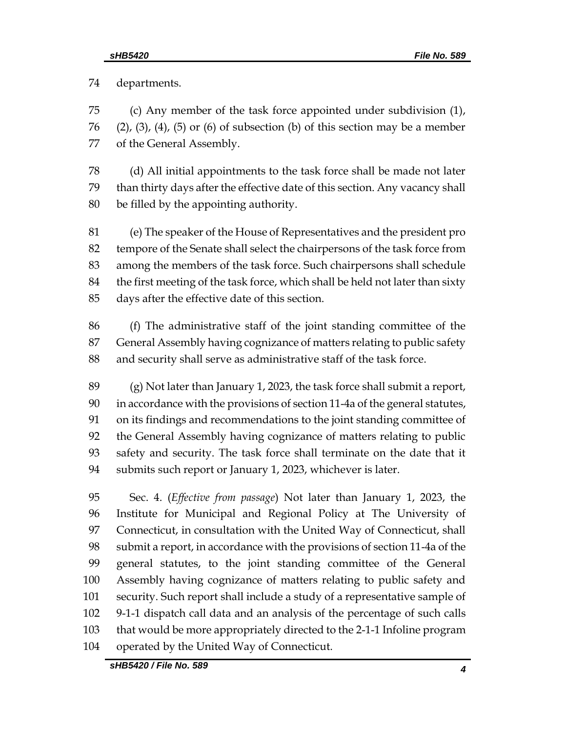departments.

(c) Any member of the task force appointed under subdivision (1), (2), (3), (4), (5) or (6) of subsection (b) of this section may be a member of the General Assembly.

(d) All initial appointments to the task force shall be made not later than thirty days after the effective date of this section. Any vacancy shall be filled by the appointing authority.

(e) The speaker of the House of Representatives and the president pro tempore of the Senate shall select the chairpersons of the task force from among the members of the task force. Such chairpersons shall schedule the first meeting of the task force, which shall be held not later than sixty days after the effective date of this section.

(f) The administrative staff of the joint standing committee of the General Assembly having cognizance of matters relating to public safety and security shall serve as administrative staff of the task force.

(g) Not later than January 1, 2023, the task force shall submit a report, in accordance with the provisions of section 11-4a of the general statutes, on its findings and recommendations to the joint standing committee of the General Assembly having cognizance of matters relating to public safety and security. The task force shall terminate on the date that it submits such report or January 1, 2023, whichever is later.

Sec. 4. (*Effective from passage*) Not later than January 1, 2023, the Institute for Municipal and Regional Policy at The University of Connecticut, in consultation with the United Way of Connecticut, shall submit a report, in accordance with the provisions of section 11-4a of the general statutes, to the joint standing committee of the General Assembly having cognizance of matters relating to public safety and security. Such report shall include a study of a representative sample of 9-1-1 dispatch call data and an analysis of the percentage of such calls that would be more appropriately directed to the 2-1-1 Infoline program operated by the United Way of Connecticut.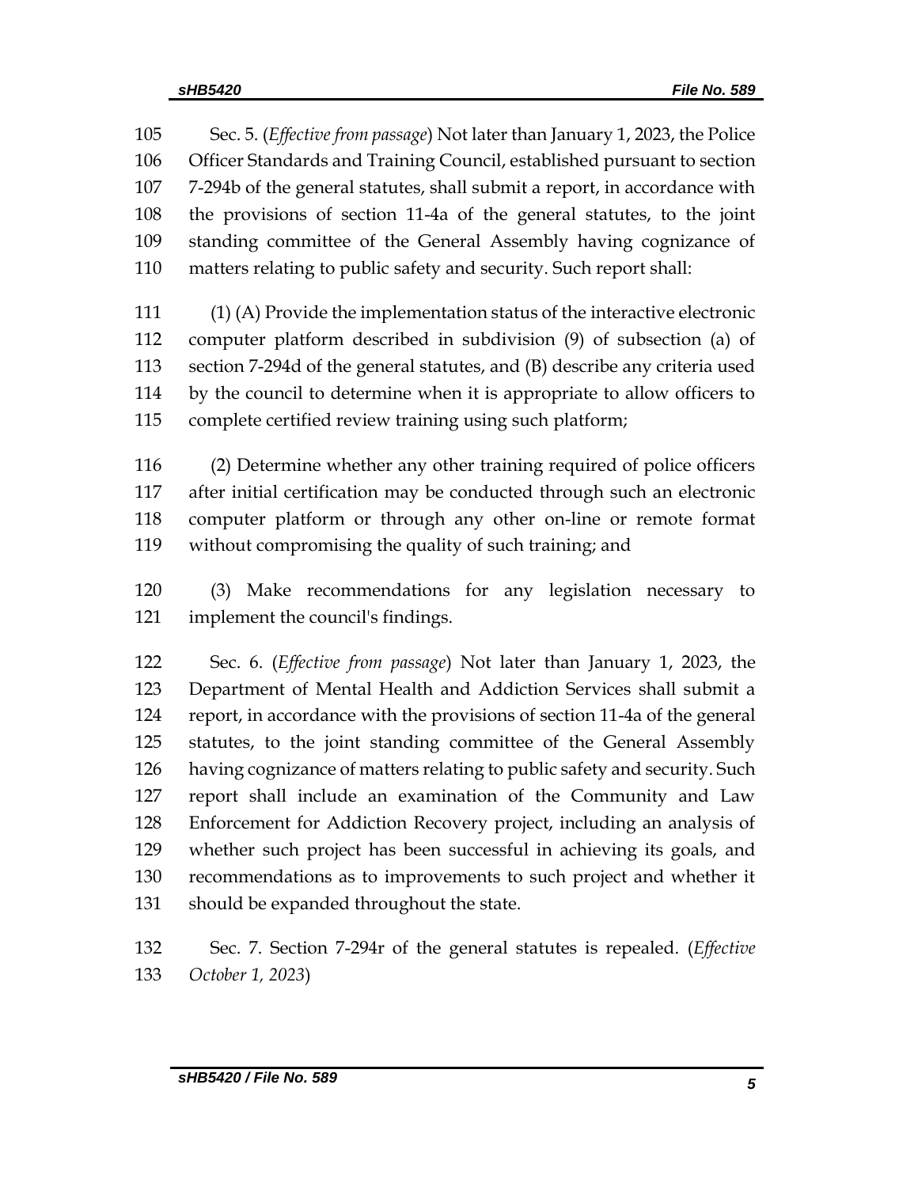Sec. 5. (*Effective from passage*) Not later than January 1, 2023, the Police Officer Standards and Training Council, established pursuant to section 7-294b of the general statutes, shall submit a report, in accordance with the provisions of section 11-4a of the general statutes, to the joint standing committee of the General Assembly having cognizance of matters relating to public safety and security. Such report shall:

(1) (A) Provide the implementation status of the interactive electronic computer platform described in subdivision (9) of subsection (a) of section 7-294d of the general statutes, and (B) describe any criteria used by the council to determine when it is appropriate to allow officers to complete certified review training using such platform;

(2) Determine whether any other training required of police officers after initial certification may be conducted through such an electronic computer platform or through any other on-line or remote format without compromising the quality of such training; and

(3) Make recommendations for any legislation necessary to implement the council's findings.

Sec. 6. (*Effective from passage*) Not later than January 1, 2023, the Department of Mental Health and Addiction Services shall submit a report, in accordance with the provisions of section 11-4a of the general statutes, to the joint standing committee of the General Assembly having cognizance of matters relating to public safety and security. Such report shall include an examination of the Community and Law Enforcement for Addiction Recovery project, including an analysis of whether such project has been successful in achieving its goals, and recommendations as to improvements to such project and whether it should be expanded throughout the state.

Sec. 7. Section 7-294r of the general statutes is repealed. (*Effective October 1, 2023*)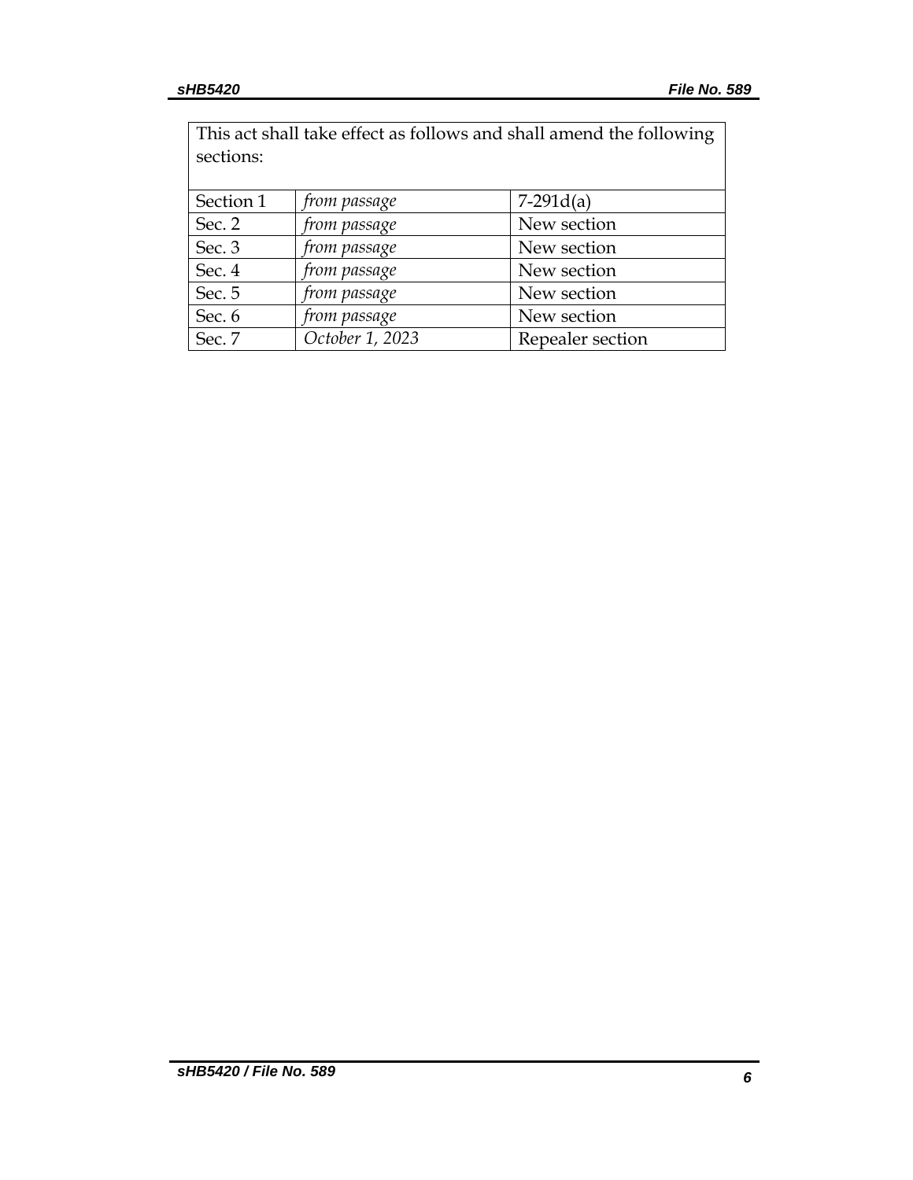| This act shall take effect as follows and shall amend the following sections: | | |
|---|---|---|
| Section 1 | *from passage* | 7-291d(a) |
| Sec. 2 | *from passage* | New section |
| Sec. 3 | *from passage* | New section |
| Sec. 4 | *from passage* | New section |
| Sec. 5 | *from passage* | New section |
| Sec. 6 | *from passage* | New section |
| Sec. 7 | *October 1, 2023* | Repealer section |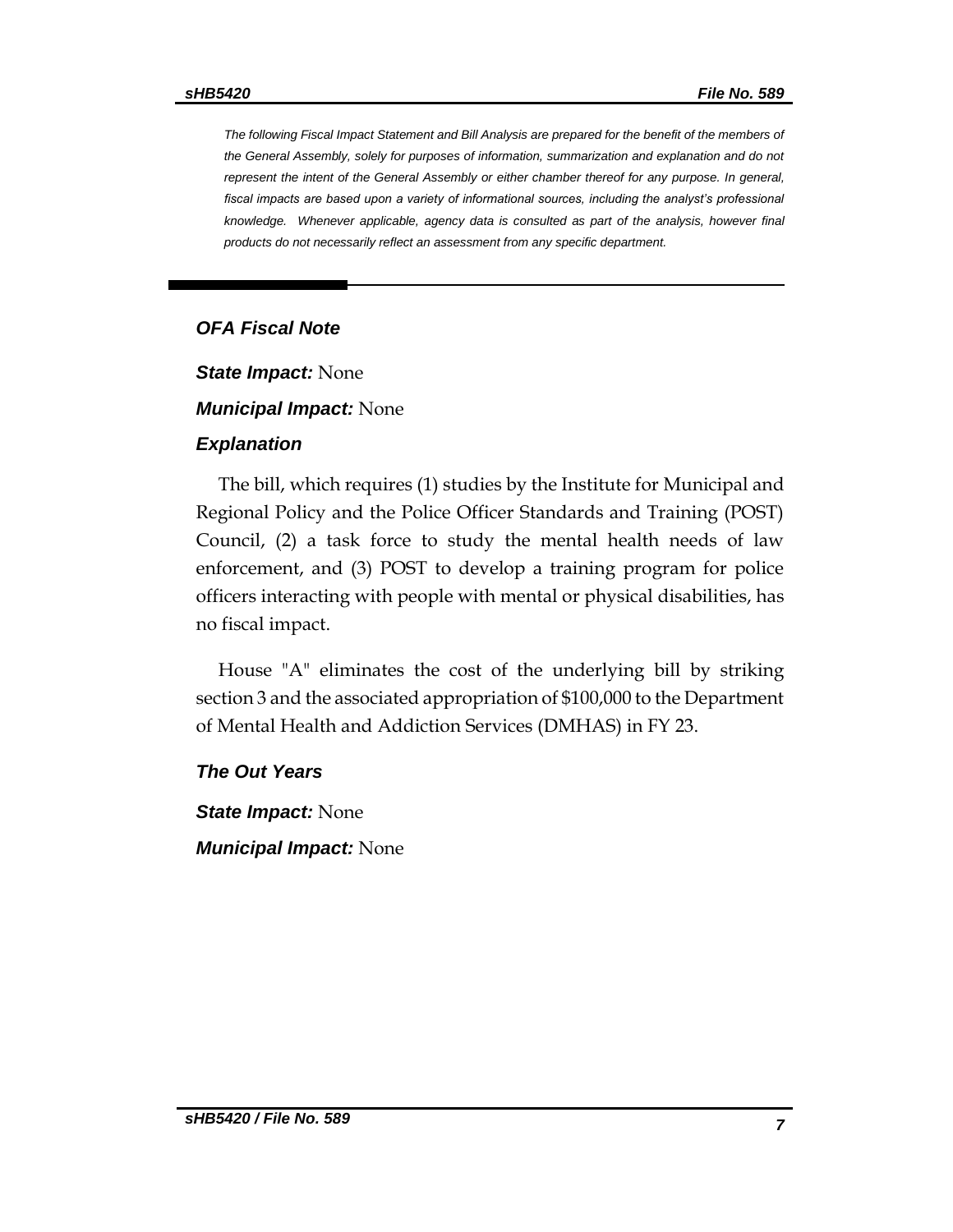*The following Fiscal Impact Statement and Bill Analysis are prepared for the benefit of the members of the General Assembly, solely for purposes of information, summarization and explanation and do not represent the intent of the General Assembly or either chamber thereof for any purpose. In general, fiscal impacts are based upon a variety of informational sources, including the analyst's professional knowledge. Whenever applicable, agency data is consulted as part of the analysis, however final products do not necessarily reflect an assessment from any specific department.*

## *OFA Fiscal Note*

***State Impact:*** None

***Municipal Impact:*** None

### *Explanation*

The bill, which requires (1) studies by the Institute for Municipal and Regional Policy and the Police Officer Standards and Training (POST) Council, (2) a task force to study the mental health needs of law enforcement, and (3) POST to develop a training program for police officers interacting with people with mental or physical disabilities, has no fiscal impact.

House "A" eliminates the cost of the underlying bill by striking section 3 and the associated appropriation of $100,000 to the Department of Mental Health and Addiction Services (DMHAS) in FY 23.

### *The Out Years*

***State Impact:*** None

***Municipal Impact:*** None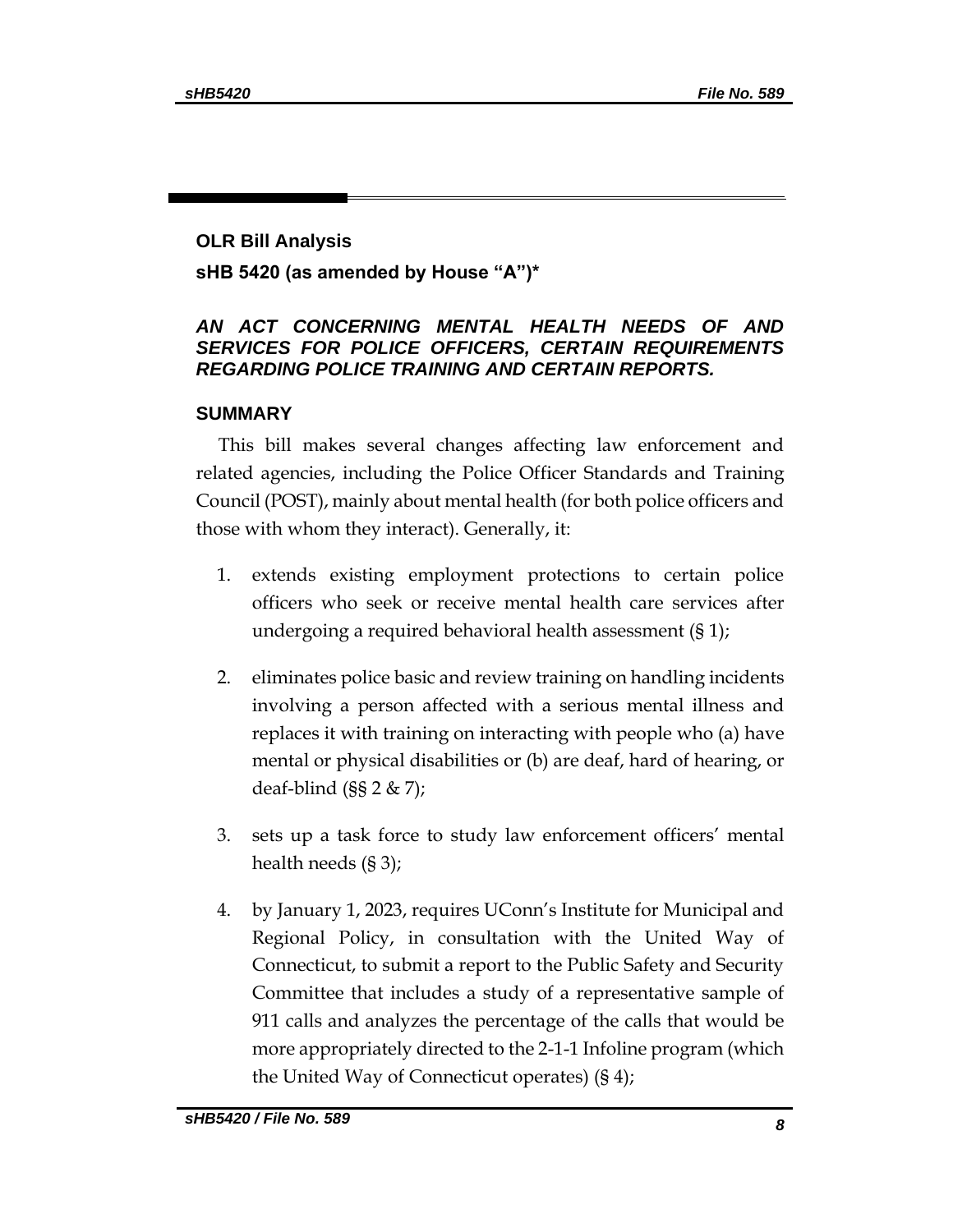## OLR Bill Analysis

**sHB 5420 (as amended by House "A")***

***AN ACT CONCERNING MENTAL HEALTH NEEDS OF AND SERVICES FOR POLICE OFFICERS, CERTAIN REQUIREMENTS REGARDING POLICE TRAINING AND CERTAIN REPORTS.***

### SUMMARY

This bill makes several changes affecting law enforcement and related agencies, including the Police Officer Standards and Training Council (POST), mainly about mental health (for both police officers and those with whom they interact). Generally, it:

1. extends existing employment protections to certain police officers who seek or receive mental health care services after undergoing a required behavioral health assessment (§ 1);
2. eliminates police basic and review training on handling incidents involving a person affected with a serious mental illness and replaces it with training on interacting with people who (a) have mental or physical disabilities or (b) are deaf, hard of hearing, or deaf-blind (§§ 2 & 7);
3. sets up a task force to study law enforcement officers' mental health needs (§ 3);
4. by January 1, 2023, requires UConn's Institute for Municipal and Regional Policy, in consultation with the United Way of Connecticut, to submit a report to the Public Safety and Security Committee that includes a study of a representative sample of 911 calls and analyzes the percentage of the calls that would be more appropriately directed to the 2-1-1 Infoline program (which the United Way of Connecticut operates) (§ 4);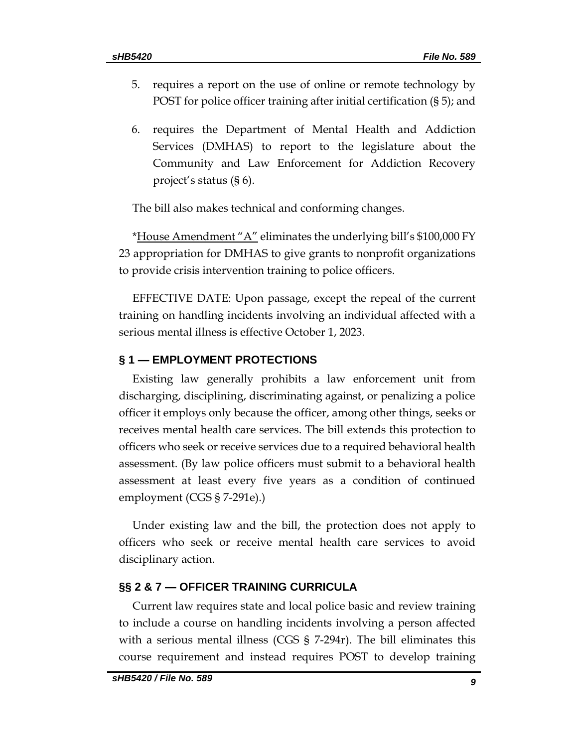5. requires a report on the use of online or remote technology by POST for police officer training after initial certification (§ 5); and
6. requires the Department of Mental Health and Addiction Services (DMHAS) to report to the legislature about the Community and Law Enforcement for Addiction Recovery project's status (§ 6).

The bill also makes technical and conforming changes.

*<u>House Amendment "A"</u> eliminates the underlying bill's $100,000 FY 23 appropriation for DMHAS to give grants to nonprofit organizations to provide crisis intervention training to police officers.

EFFECTIVE DATE: Upon passage, except the repeal of the current training on handling incidents involving an individual affected with a serious mental illness is effective October 1, 2023.

### § 1 — EMPLOYMENT PROTECTIONS

Existing law generally prohibits a law enforcement unit from discharging, disciplining, discriminating against, or penalizing a police officer it employs only because the officer, among other things, seeks or receives mental health care services. The bill extends this protection to officers who seek or receive services due to a required behavioral health assessment. (By law police officers must submit to a behavioral health assessment at least every five years as a condition of continued employment (CGS § 7-291e).)

Under existing law and the bill, the protection does not apply to officers who seek or receive mental health care services to avoid disciplinary action.

### §§ 2 & 7 — OFFICER TRAINING CURRICULA

Current law requires state and local police basic and review training to include a course on handling incidents involving a person affected with a serious mental illness (CGS § 7-294r). The bill eliminates this course requirement and instead requires POST to develop training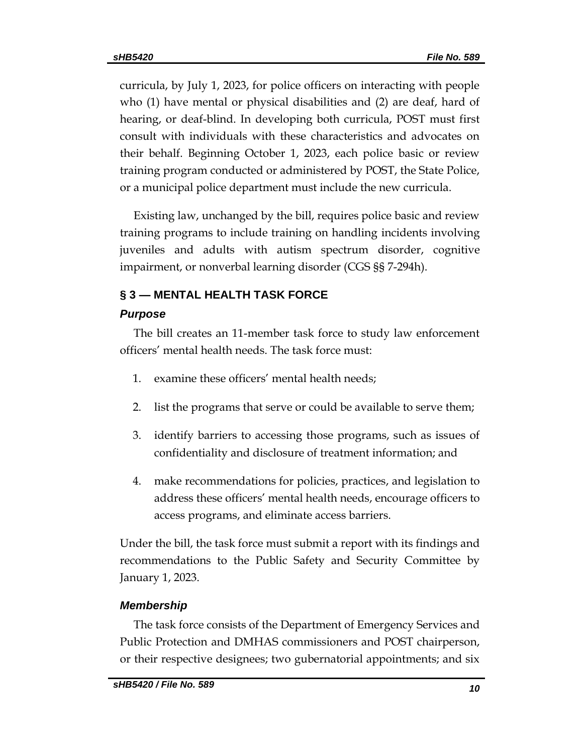curricula, by July 1, 2023, for police officers on interacting with people who (1) have mental or physical disabilities and (2) are deaf, hard of hearing, or deaf-blind. In developing both curricula, POST must first consult with individuals with these characteristics and advocates on their behalf. Beginning October 1, 2023, each police basic or review training program conducted or administered by POST, the State Police, or a municipal police department must include the new curricula.

Existing law, unchanged by the bill, requires police basic and review training programs to include training on handling incidents involving juveniles and adults with autism spectrum disorder, cognitive impairment, or nonverbal learning disorder (CGS §§ 7-294h).

## § 3 — MENTAL HEALTH TASK FORCE

### *Purpose*

The bill creates an 11-member task force to study law enforcement officers' mental health needs. The task force must:

1. examine these officers' mental health needs;
2. list the programs that serve or could be available to serve them;
3. identify barriers to accessing those programs, such as issues of confidentiality and disclosure of treatment information; and
4. make recommendations for policies, practices, and legislation to address these officers' mental health needs, encourage officers to access programs, and eliminate access barriers.

Under the bill, the task force must submit a report with its findings and recommendations to the Public Safety and Security Committee by January 1, 2023.

### *Membership*

The task force consists of the Department of Emergency Services and Public Protection and DMHAS commissioners and POST chairperson, or their respective designees; two gubernatorial appointments; and six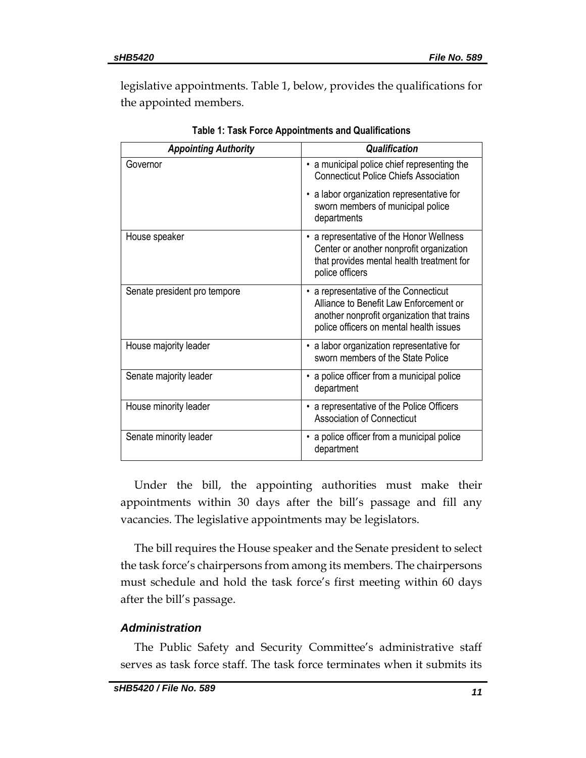legislative appointments. Table 1, below, provides the qualifications for the appointed members.

**Table 1: Task Force Appointments and Qualifications**

| *Appointing Authority* | *Qualification* |
|---|---|
| Governor | • a municipal police chief representing the Connecticut Police Chiefs Association<br>• a labor organization representative for sworn members of municipal police departments |
| House speaker | • a representative of the Honor Wellness Center or another nonprofit organization that provides mental health treatment for police officers |
| Senate president pro tempore | • a representative of the Connecticut Alliance to Benefit Law Enforcement or another nonprofit organization that trains police officers on mental health issues |
| House majority leader | • a labor organization representative for sworn members of the State Police |
| Senate majority leader | • a police officer from a municipal police department |
| House minority leader | • a representative of the Police Officers Association of Connecticut |
| Senate minority leader | • a police officer from a municipal police department |

Under the bill, the appointing authorities must make their appointments within 30 days after the bill's passage and fill any vacancies. The legislative appointments may be legislators.

The bill requires the House speaker and the Senate president to select the task force's chairpersons from among its members. The chairpersons must schedule and hold the task force's first meeting within 60 days after the bill's passage.

### *Administration*

The Public Safety and Security Committee's administrative staff serves as task force staff. The task force terminates when it submits its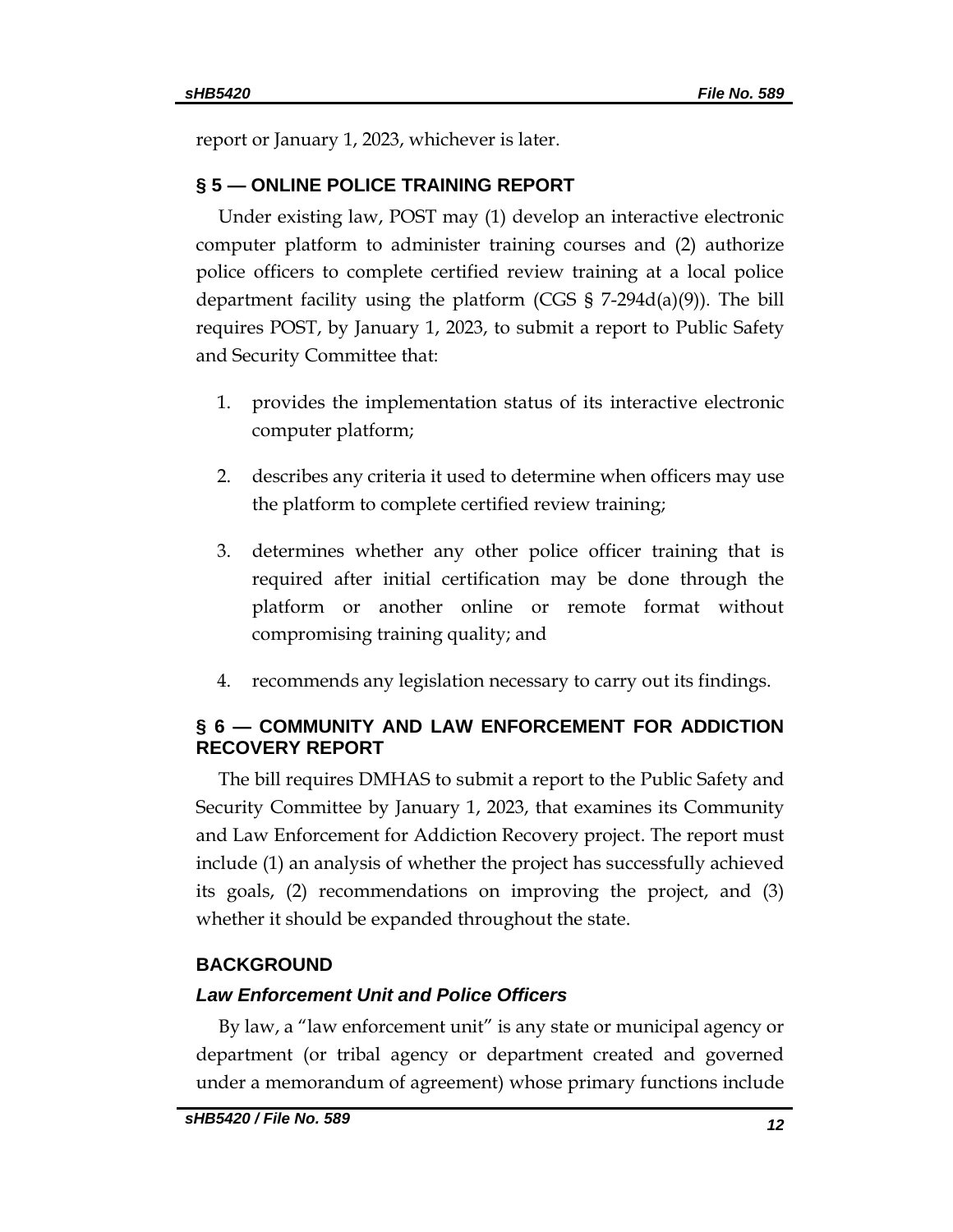report or January 1, 2023, whichever is later.

## § 5 — ONLINE POLICE TRAINING REPORT

Under existing law, POST may (1) develop an interactive electronic computer platform to administer training courses and (2) authorize police officers to complete certified review training at a local police department facility using the platform (CGS § 7-294d(a)(9)). The bill requires POST, by January 1, 2023, to submit a report to Public Safety and Security Committee that:

1. provides the implementation status of its interactive electronic computer platform;

2. describes any criteria it used to determine when officers may use the platform to complete certified review training;

3. determines whether any other police officer training that is required after initial certification may be done through the platform or another online or remote format without compromising training quality; and

4. recommends any legislation necessary to carry out its findings.

## § 6 — COMMUNITY AND LAW ENFORCEMENT FOR ADDICTION RECOVERY REPORT

The bill requires DMHAS to submit a report to the Public Safety and Security Committee by January 1, 2023, that examines its Community and Law Enforcement for Addiction Recovery project. The report must include (1) an analysis of whether the project has successfully achieved its goals, (2) recommendations on improving the project, and (3) whether it should be expanded throughout the state.

## BACKGROUND

### *Law Enforcement Unit and Police Officers*

By law, a "law enforcement unit" is any state or municipal agency or department (or tribal agency or department created and governed under a memorandum of agreement) whose primary functions include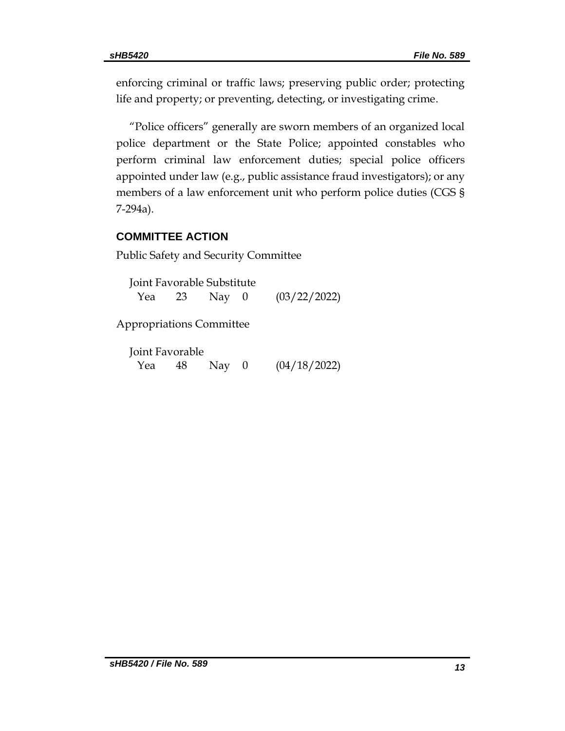enforcing criminal or traffic laws; preserving public order; protecting life and property; or preventing, detecting, or investigating crime.

"Police officers" generally are sworn members of an organized local police department or the State Police; appointed constables who perform criminal law enforcement duties; special police officers appointed under law (e.g., public assistance fraud investigators); or any members of a law enforcement unit who perform police duties (CGS § 7-294a).

## COMMITTEE ACTION

Public Safety and Security Committee

| | | | | |
|---|---|---|---|---|
| Joint Favorable Substitute | | | | |
| Yea | 23 | Nay | 0 | (03/22/2022) |

Appropriations Committee

| | | | | |
|---|---|---|---|---|
| Joint Favorable | | | | |
| Yea | 48 | Nay | 0 | (04/18/2022) |